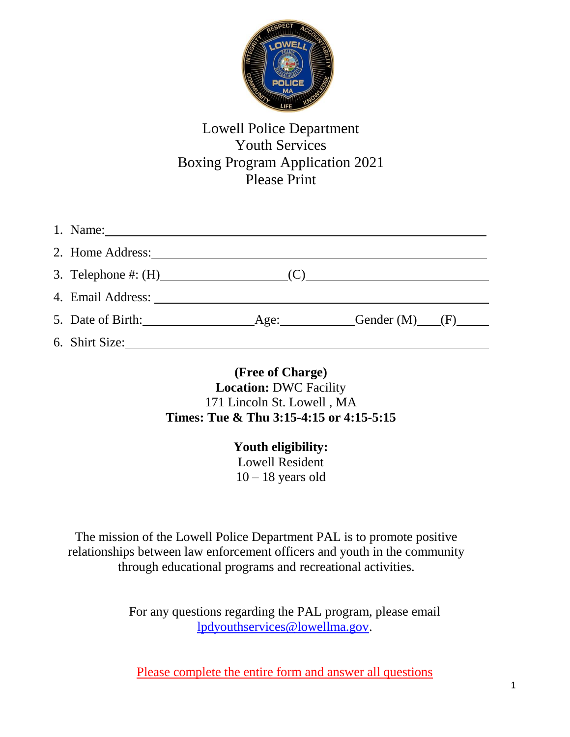# Lowell Police Department
## Youth Services
## Boxing Program Application 2021
Please Print

1. Name:\_\_\_\_\_\_\_\_\_\_\_\_\_\_\_\_\_\_\_\_\_\_\_\_\_\_\_\_\_\_\_\_\_\_\_\_\_\_\_\_\_\_\_\_\_\_\_\_\_\_
2. Home Address:\_\_\_\_\_\_\_\_\_\_\_\_\_\_\_\_\_\_\_\_\_\_\_\_\_\_\_\_\_\_\_\_\_\_\_\_\_\_\_\_\_\_\_\_
3. Telephone #: (H)\_\_\_\_\_\_\_\_\_\_\_\_\_\_\_\_\_\_(C)\_\_\_\_\_\_\_\_\_\_\_\_\_\_\_\_\_\_\_\_\_\_\_\_
4. Email Address: \_\_\_\_\_\_\_\_\_\_\_\_\_\_\_\_\_\_\_\_\_\_\_\_\_\_\_\_\_\_\_\_\_\_\_\_\_\_\_\_\_\_\_\_
5. Date of Birth:\_\_\_\_\_\_\_\_\_\_\_\_\_\_\_\_Age:\_\_\_\_\_\_\_\_\_\_\_Gender (M)\_\_\_\_(F)\_\_\_\_\_
6. Shirt Size:\_\_\_\_\_\_\_\_\_\_\_\_\_\_\_\_\_\_\_\_\_\_\_\_\_\_\_\_\_\_\_\_\_\_\_\_\_\_\_\_\_\_\_\_\_\_\_\_

**(Free of Charge)**
**Location:** DWC Facility
171 Lincoln St. Lowell , MA
**Times: Tue & Thu 3:15-4:15 or 4:15-5:15**

**Youth eligibility:**
Lowell Resident
10 – 18 years old

The mission of the Lowell Police Department PAL is to promote positive relationships between law enforcement officers and youth in the community through educational programs and recreational activities.

For any questions regarding the PAL program, please email lpdyouthservices@lowellma.gov.

Please complete the entire form and answer all questions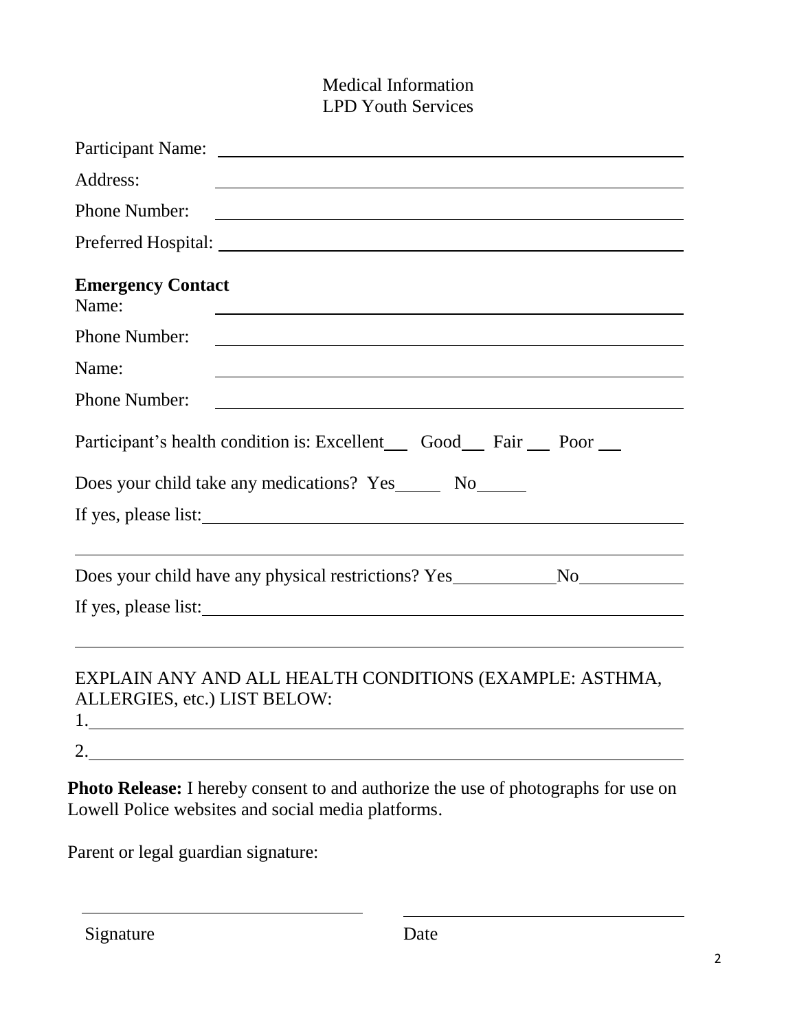# Medical Information
## LPD Youth Services

Participant Name: \_\_\_\_\_\_\_\_\_\_\_\_\_\_\_\_\_\_\_\_\_\_\_\_\_\_\_\_\_\_\_\_\_\_\_\_\_\_\_\_

Address: \_\_\_\_\_\_\_\_\_\_\_\_\_\_\_\_\_\_\_\_\_\_\_\_\_\_\_\_\_\_\_\_\_\_\_\_\_\_\_\_

Phone Number: \_\_\_\_\_\_\_\_\_\_\_\_\_\_\_\_\_\_\_\_\_\_\_\_\_\_\_\_\_\_\_\_\_\_\_\_\_\_\_\_

Preferred Hospital: \_\_\_\_\_\_\_\_\_\_\_\_\_\_\_\_\_\_\_\_\_\_\_\_\_\_\_\_\_\_\_\_\_\_\_\_\_\_\_\_

**Emergency Contact**

Name: \_\_\_\_\_\_\_\_\_\_\_\_\_\_\_\_\_\_\_\_\_\_\_\_\_\_\_\_\_\_\_\_\_\_\_\_\_\_\_\_

Phone Number: \_\_\_\_\_\_\_\_\_\_\_\_\_\_\_\_\_\_\_\_\_\_\_\_\_\_\_\_\_\_\_\_\_\_\_\_\_\_\_\_

Name: \_\_\_\_\_\_\_\_\_\_\_\_\_\_\_\_\_\_\_\_\_\_\_\_\_\_\_\_\_\_\_\_\_\_\_\_\_\_\_\_

Phone Number: \_\_\_\_\_\_\_\_\_\_\_\_\_\_\_\_\_\_\_\_\_\_\_\_\_\_\_\_\_\_\_\_\_\_\_\_\_\_\_\_

Participant's health condition is: Excellent\_\_\_ Good\_\_\_ Fair \_\_\_ Poor \_\_\_

Does your child take any medications? Yes\_\_\_\_\_ No\_\_\_\_\_

If yes, please list: \_\_\_\_\_\_\_\_\_\_\_\_\_\_\_\_\_\_\_\_\_\_\_\_\_\_\_\_\_\_\_\_\_\_\_\_\_\_\_\_

\_\_\_\_\_\_\_\_\_\_\_\_\_\_\_\_\_\_\_\_\_\_\_\_\_\_\_\_\_\_\_\_\_\_\_\_\_\_\_\_\_\_\_\_\_\_\_\_\_\_\_\_\_\_\_\_

Does your child have any physical restrictions? Yes\_\_\_\_\_\_\_\_\_\_\_ No\_\_\_\_\_\_\_\_\_\_\_

If yes, please list: \_\_\_\_\_\_\_\_\_\_\_\_\_\_\_\_\_\_\_\_\_\_\_\_\_\_\_\_\_\_\_\_\_\_\_\_\_\_\_\_

\_\_\_\_\_\_\_\_\_\_\_\_\_\_\_\_\_\_\_\_\_\_\_\_\_\_\_\_\_\_\_\_\_\_\_\_\_\_\_\_\_\_\_\_\_\_\_\_\_\_\_\_\_\_\_\_

EXPLAIN ANY AND ALL HEALTH CONDITIONS (EXAMPLE: ASTHMA, ALLERGIES, etc.) LIST BELOW:

1. \_\_\_\_\_\_\_\_\_\_\_\_\_\_\_\_\_\_\_\_\_\_\_\_\_\_\_\_\_\_\_\_\_\_\_\_\_\_\_\_\_\_\_\_\_\_\_\_\_\_\_\_
2. \_\_\_\_\_\_\_\_\_\_\_\_\_\_\_\_\_\_\_\_\_\_\_\_\_\_\_\_\_\_\_\_\_\_\_\_\_\_\_\_\_\_\_\_\_\_\_\_\_\_\_\_

**Photo Release:** I hereby consent to and authorize the use of photographs for use on Lowell Police websites and social media platforms.

Parent or legal guardian signature:

\_\_\_\_\_\_\_\_\_\_\_\_\_\_\_\_\_\_\_\_\_\_\_\_\_\_\_\_\_\_ \_\_\_\_\_\_\_\_\_\_\_\_\_\_\_\_\_\_\_\_\_\_\_\_\_\_\_\_\_\_

Signature Date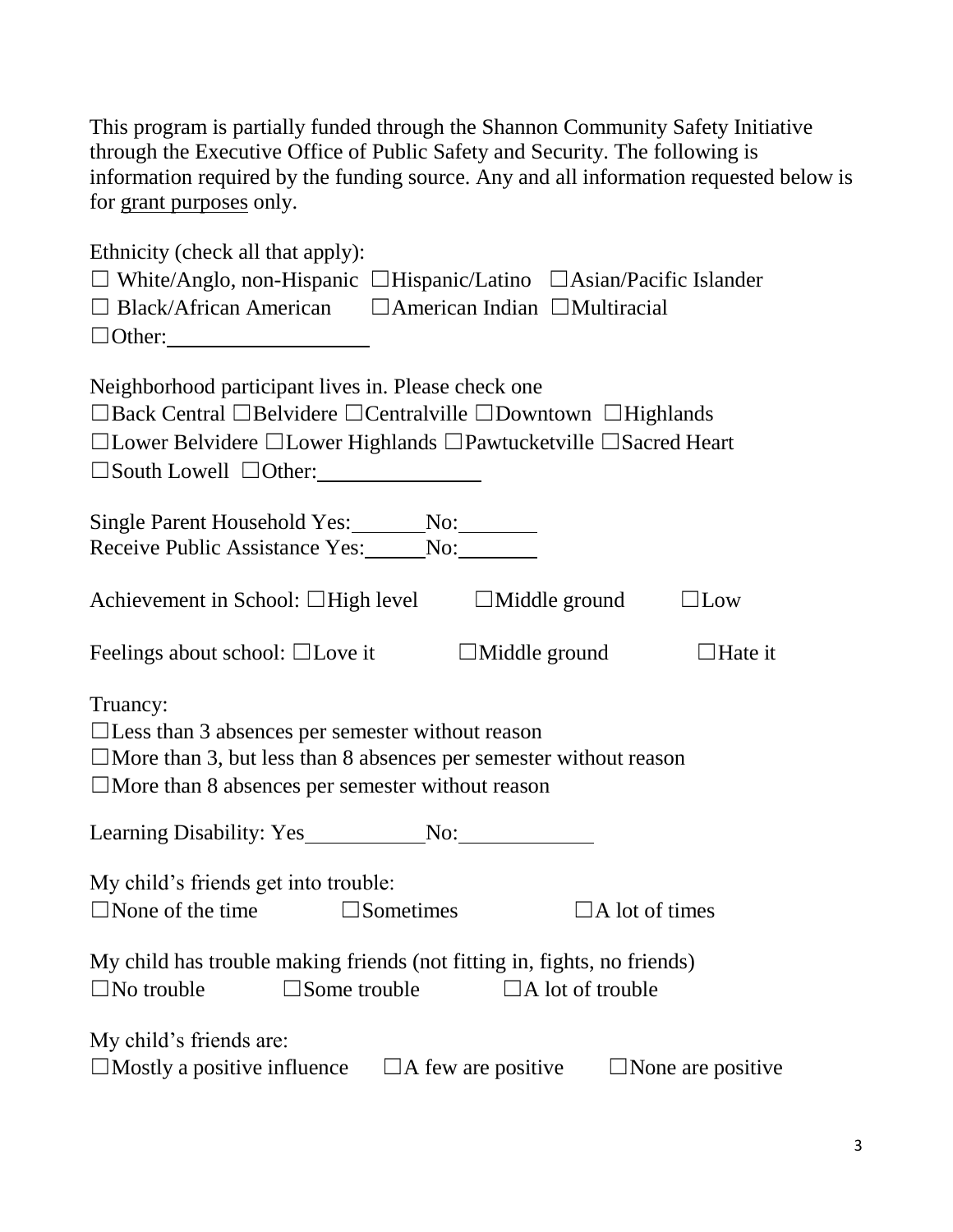This program is partially funded through the Shannon Community Safety Initiative through the Executive Office of Public Safety and Security. The following is information required by the funding source. Any and all information requested below is for <u>grant purposes</u> only.

Ethnicity (check all that apply):
☐ White/Anglo, non-Hispanic ☐Hispanic/Latino ☐Asian/Pacific Islander
☐ Black/African American ☐American Indian ☐Multiracial
☐Other:\_\_\_\_\_\_\_\_\_\_\_\_\_\_\_\_\_\_

Neighborhood participant lives in. Please check one
☐Back Central ☐Belvidere ☐Centralville ☐Downtown ☐Highlands
☐Lower Belvidere ☐Lower Highlands ☐Pawtucketville ☐Sacred Heart
☐South Lowell ☐Other:\_\_\_\_\_\_\_\_\_\_\_\_\_\_

Single Parent Household Yes:\_\_\_\_\_\_\_ No:\_\_\_\_\_\_\_
Receive Public Assistance Yes:\_\_\_\_\_\_ No:\_\_\_\_\_\_\_

Achievement in School: ☐High level ☐Middle ground ☐Low

Feelings about school: ☐Love it ☐Middle ground ☐Hate it

Truancy:
☐Less than 3 absences per semester without reason
☐More than 3, but less than 8 absences per semester without reason
☐More than 8 absences per semester without reason

Learning Disability: Yes\_\_\_\_\_\_\_\_\_\_\_ No:\_\_\_\_\_\_\_\_\_\_\_

My child's friends get into trouble:
☐None of the time ☐Sometimes ☐A lot of times

My child has trouble making friends (not fitting in, fights, no friends)
☐No trouble ☐Some trouble ☐A lot of trouble

My child's friends are:
☐Mostly a positive influence ☐A few are positive ☐None are positive